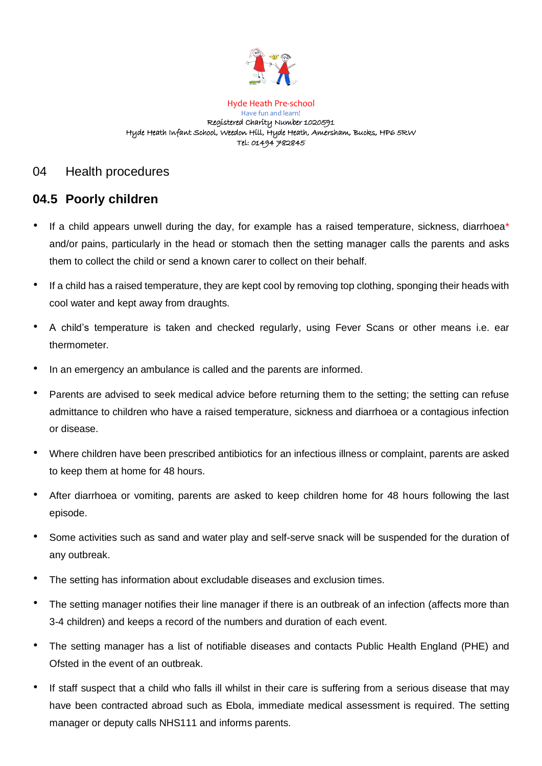Hyde Heath Pre-school

Have fun and learn!

Registered Charity Number 1020591

Hyde Heath Infant School, Weedon Hill, Hyde Heath, Amersham, Bucks, HP6 5RW

Tel: 01494 782845

# 04 Health procedures

## 04.5 Poorly children

- If a child appears unwell during the day, for example has a raised temperature, sickness, diarrhoea* and/or pains, particularly in the head or stomach then the setting manager calls the parents and asks them to collect the child or send a known carer to collect on their behalf.
- If a child has a raised temperature, they are kept cool by removing top clothing, sponging their heads with cool water and kept away from draughts.
- A child's temperature is taken and checked regularly, using Fever Scans or other means i.e. ear thermometer.
- In an emergency an ambulance is called and the parents are informed.
- Parents are advised to seek medical advice before returning them to the setting; the setting can refuse admittance to children who have a raised temperature, sickness and diarrhoea or a contagious infection or disease.
- Where children have been prescribed antibiotics for an infectious illness or complaint, parents are asked to keep them at home for 48 hours.
- After diarrhoea or vomiting, parents are asked to keep children home for 48 hours following the last episode.
- Some activities such as sand and water play and self-serve snack will be suspended for the duration of any outbreak.
- The setting has information about excludable diseases and exclusion times.
- The setting manager notifies their line manager if there is an outbreak of an infection (affects more than 3-4 children) and keeps a record of the numbers and duration of each event.
- The setting manager has a list of notifiable diseases and contacts Public Health England (PHE) and Ofsted in the event of an outbreak.
- If staff suspect that a child who falls ill whilst in their care is suffering from a serious disease that may have been contracted abroad such as Ebola, immediate medical assessment is required. The setting manager or deputy calls NHS111 and informs parents.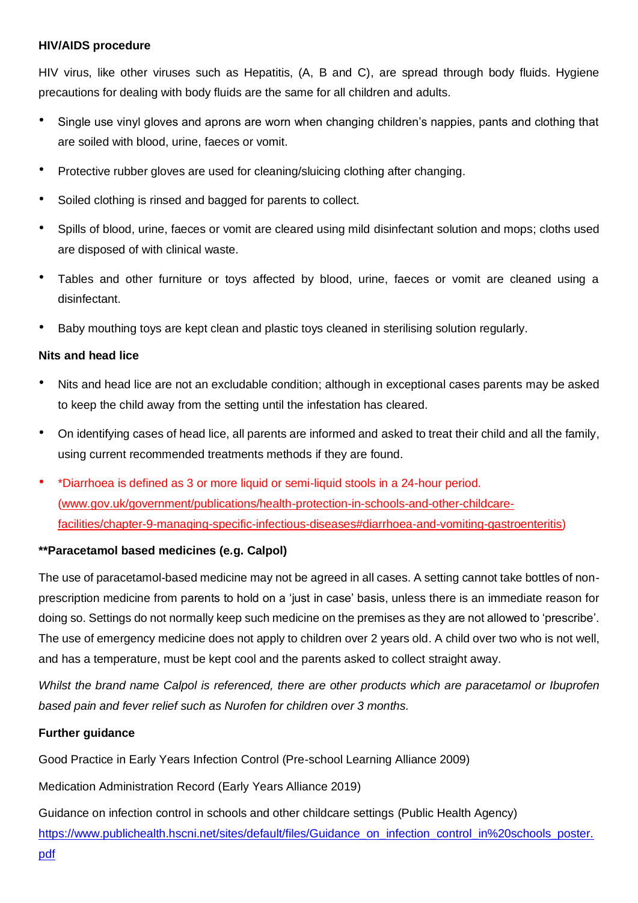**HIV/AIDS procedure**

HIV virus, like other viruses such as Hepatitis, (A, B and C), are spread through body fluids. Hygiene precautions for dealing with body fluids are the same for all children and adults.

- Single use vinyl gloves and aprons are worn when changing children's nappies, pants and clothing that are soiled with blood, urine, faeces or vomit.
- Protective rubber gloves are used for cleaning/sluicing clothing after changing.
- Soiled clothing is rinsed and bagged for parents to collect.
- Spills of blood, urine, faeces or vomit are cleared using mild disinfectant solution and mops; cloths used are disposed of with clinical waste.
- Tables and other furniture or toys affected by blood, urine, faeces or vomit are cleaned using a disinfectant.
- Baby mouthing toys are kept clean and plastic toys cleaned in sterilising solution regularly.

**Nits and head lice**

- Nits and head lice are not an excludable condition; although in exceptional cases parents may be asked to keep the child away from the setting until the infestation has cleared.
- On identifying cases of head lice, all parents are informed and asked to treat their child and all the family, using current recommended treatments methods if they are found.
- *Diarrhoea is defined as 3 or more liquid or semi-liquid stools in a 24-hour period. (www.gov.uk/government/publications/health-protection-in-schools-and-other-childcare-facilities/chapter-9-managing-specific-infectious-diseases#diarrhoea-and-vomiting-gastroenteritis)

****Paracetamol based medicines (e.g. Calpol)**

The use of paracetamol-based medicine may not be agreed in all cases. A setting cannot take bottles of non-prescription medicine from parents to hold on a 'just in case' basis, unless there is an immediate reason for doing so. Settings do not normally keep such medicine on the premises as they are not allowed to 'prescribe'. The use of emergency medicine does not apply to children over 2 years old. A child over two who is not well, and has a temperature, must be kept cool and the parents asked to collect straight away.

*Whilst the brand name Calpol is referenced, there are other products which are paracetamol or Ibuprofen based pain and fever relief such as Nurofen for children over 3 months.*

**Further guidance**

Good Practice in Early Years Infection Control (Pre-school Learning Alliance 2009)

Medication Administration Record (Early Years Alliance 2019)

Guidance on infection control in schools and other childcare settings (Public Health Agency) https://www.publichealth.hscni.net/sites/default/files/Guidance_on_infection_control_in%20schools_poster.pdf